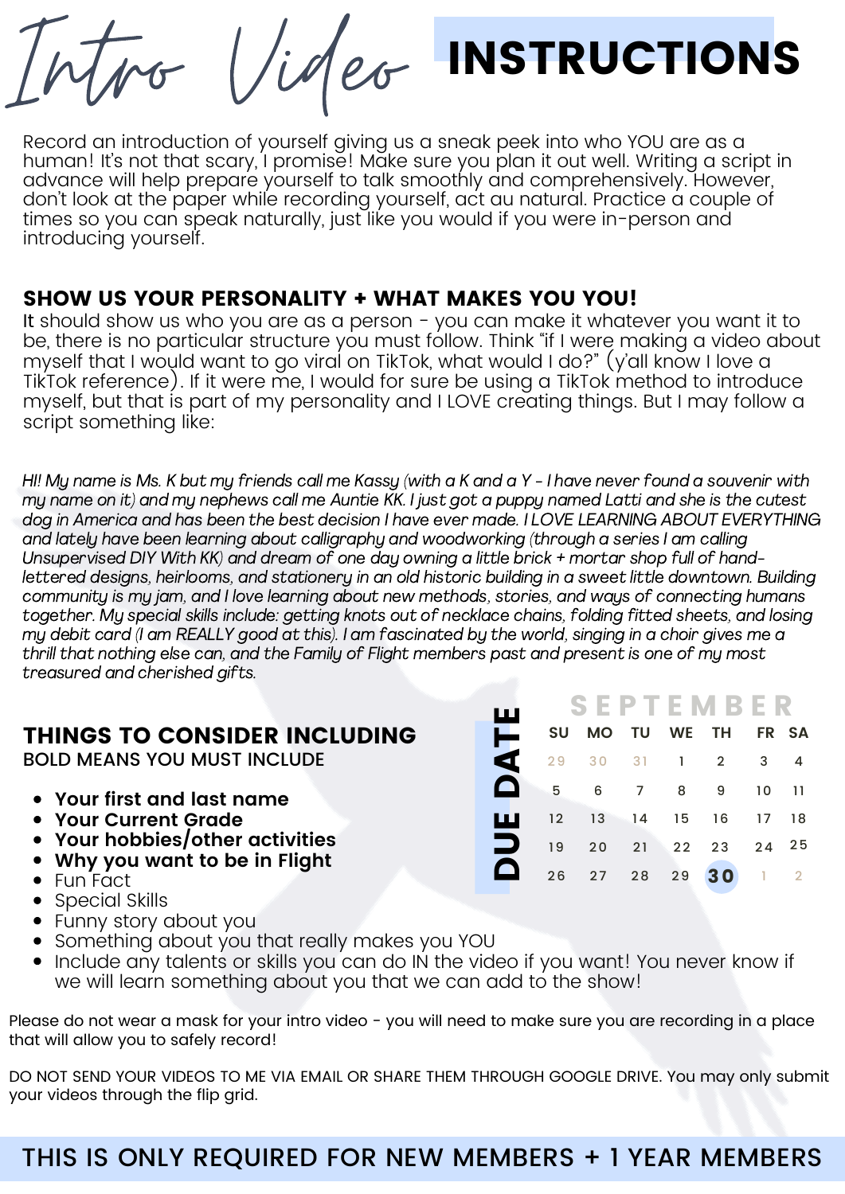# Intro Video INSTRUCTIONS

Record an introduction of yourself giving us a sneak peek into who YOU are as a human! It's not that scary, I promise! Make sure you plan it out well. Writing a script in advance will help prepare yourself to talk smoothly and comprehensively. However, don't look at the paper while recording yourself, act au natural. Practice a couple of times so you can speak naturally, just like you would if you were in-person and introducing yourself.

## SHOW US YOUR PERSONALITY + WHAT MAKES YOU YOU!

It should show us who you are as a person - you can make it whatever you want it to be, there is no particular structure you must follow. Think "if I were making a video about myself that I would want to go viral on TikTok, what would I do?" (y'all know I love a TikTok reference). If it were me, I would for sure be using a TikTok method to introduce myself, but that is part of my personality and I LOVE creating things. But I may follow a script something like:

*HI! My name is Ms. K but my friends call me Kassy (with a K and a Y - I have never found a souvenir with my name on it) and my nephews call me Auntie KK. I just got a puppy named Latti and she is the cutest dog in America and has been the best decision I have ever made. I LOVE LEARNING ABOUT EVERYTHING and lately have been learning about calligraphy and woodworking (through a series I am calling Unsupervised DIY With KK) and dream of one day owning a little brick + mortar shop full of hand-lettered designs, heirlooms, and stationery in an old historic building in a sweet little downtown. Building community is my jam, and I love learning about new methods, stories, and ways of connecting humans together. My special skills include: getting knots out of necklace chains, folding fitted sheets, and losing my debit card (I am REALLY good at this). I am fascinated by the world, singing in a choir gives me a thrill that nothing else can, and the Family of Flight members past and present is one of my most treasured and cherished gifts.*

## THINGS TO CONSIDER INCLUDING

BOLD MEANS YOU MUST INCLUDE

- **Your first and last name**
- **Your Current Grade**
- **Your hobbies/other activities**
- **Why you want to be in Flight**
- Fun Fact
- Special Skills
- Funny story about you
- Something about you that really makes you YOU
- Include any talents or skills you can do IN the video if you want! You never know if we will learn something about you that we can add to the show!

**DUE DATE**

SEPTEMBER

| SU | MO | TU | WE | TH | FR | SA |
|---|---|---|---|---|---|---|
| 29 | 30 | 31 | 1 | 2 | 3 | 4 |
| 5 | 6 | 7 | 8 | 9 | 10 | 11 |
| 12 | 13 | 14 | 15 | 16 | 17 | 18 |
| 19 | 20 | 21 | 22 | 23 | 24 | 25 |
| 26 | 27 | 28 | 29 | **30** | 1 | 2 |

Please do not wear a mask for your intro video - you will need to make sure you are recording in a place that will allow you to safely record!

DO NOT SEND YOUR VIDEOS TO ME VIA EMAIL OR SHARE THEM THROUGH GOOGLE DRIVE. You may only submit your videos through the flip grid.

THIS IS ONLY REQUIRED FOR NEW MEMBERS + 1 YEAR MEMBERS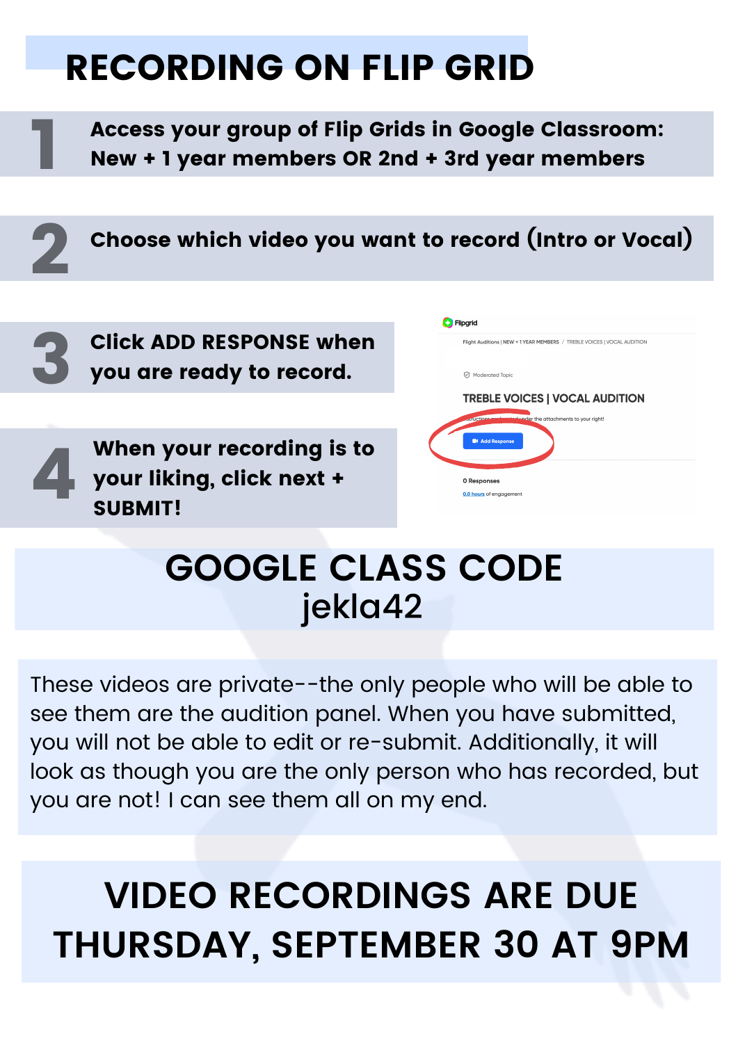# RECORDING ON FLIP GRID

**1** Access your group of Flip Grids in Google Classroom: New + 1 year members OR 2nd + 3rd year members

**2** Choose which video you want to record (Intro or Vocal)

**3** Click ADD RESPONSE when you are ready to record.

**4** When your recording is to your liking, click next + SUBMIT!

## GOOGLE CLASS CODE
## jekla42

These videos are private--the only people who will be able to see them are the audition panel. When you have submitted, you will not be able to edit or re-submit. Additionally, it will look as though you are the only person who has recorded, but you are not! I can see them all on my end.

## VIDEO RECORDINGS ARE DUE THURSDAY, SEPTEMBER 30 AT 9PM